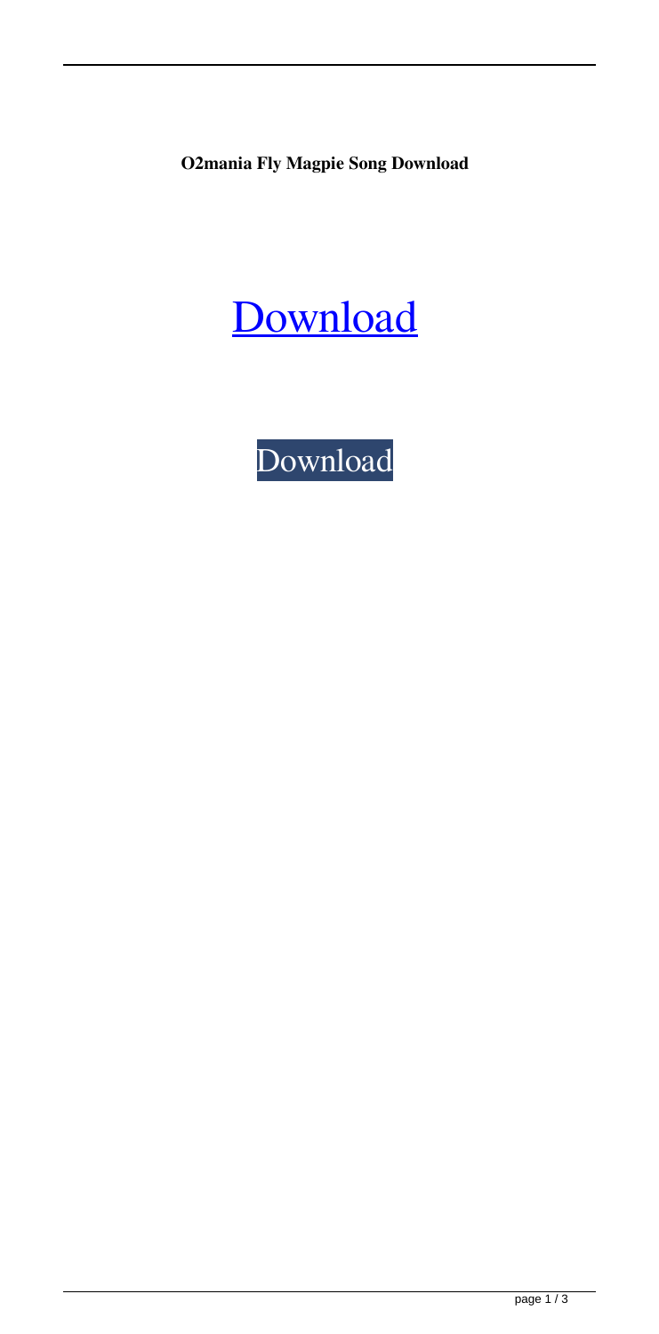**O2mania Fly Magpie Song Download**

[Download]

Download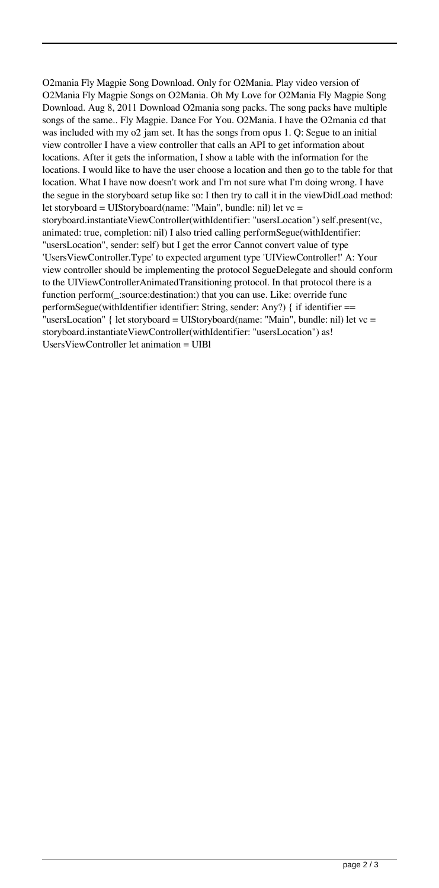O2mania Fly Magpie Song Download. Only for O2Mania. Play video version of O2Mania Fly Magpie Songs on O2Mania. Oh My Love for O2Mania Fly Magpie Song Download. Aug 8, 2011 Download O2mania song packs. The song packs have multiple songs of the same.. Fly Magpie. Dance For You. O2Mania. I have the O2mania cd that was included with my o2 jam set. It has the songs from opus 1. Q: Segue to an initial view controller I have a view controller that calls an API to get information about locations. After it gets the information, I show a table with the information for the locations. I would like to have the user choose a location and then go to the table for that location. What I have now doesn't work and I'm not sure what I'm doing wrong. I have the segue in the storyboard setup like so: I then try to call it in the viewDidLoad method: let storyboard = UIStoryboard(name: "Main", bundle: nil) let vc = storyboard.instantiateViewController(withIdentifier: "usersLocation") self.present(vc, animated: true, completion: nil) I also tried calling performSegue(withIdentifier: "usersLocation", sender: self) but I get the error Cannot convert value of type 'UsersViewController.Type' to expected argument type 'UIViewController!' A: Your view controller should be implementing the protocol SegueDelegate and should conform to the UIViewControllerAnimatedTransitioning protocol. In that protocol there is a function perform(_:source:destination:) that you can use. Like: override func performSegue(withIdentifier identifier: String, sender: Any?) { if identifier == "usersLocation" { let storyboard = UIStoryboard(name: "Main", bundle: nil) let vc = storyboard.instantiateViewController(withIdentifier: "usersLocation") as! UsersViewController let animation = UIBl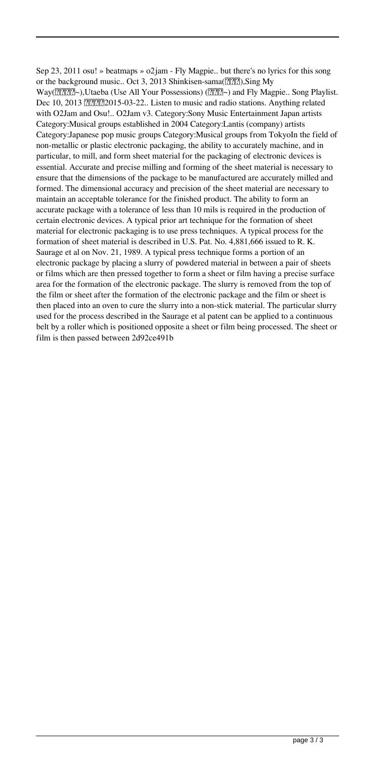Sep 23, 2011 osu! » beatmaps » o2jam - Fly Magpie.. but there's no lyrics for this song or the background music.. Oct 3, 2013 Shinkisen-sama(???),Sing My Way(????~),Utaeba (Use All Your Possessions) (???~) and Fly Magpie.. Song Playlist. Dec 10, 2013 ????2015-03-22.. Listen to music and radio stations. Anything related with O2Jam and Osu!.. O2Jam v3. Category:Sony Music Entertainment Japan artists Category:Musical groups established in 2004 Category:Lantis (company) artists Category:Japanese pop music groups Category:Musical groups from TokyoIn the field of non-metallic or plastic electronic packaging, the ability to accurately machine, and in particular, to mill, and form sheet material for the packaging of electronic devices is essential. Accurate and precise milling and forming of the sheet material is necessary to ensure that the dimensions of the package to be manufactured are accurately milled and formed. The dimensional accuracy and precision of the sheet material are necessary to maintain an acceptable tolerance for the finished product. The ability to form an accurate package with a tolerance of less than 10 mils is required in the production of certain electronic devices. A typical prior art technique for the formation of sheet material for electronic packaging is to use press techniques. A typical process for the formation of sheet material is described in U.S. Pat. No. 4,881,666 issued to R. K. Saurage et al on Nov. 21, 1989. A typical press technique forms a portion of an electronic package by placing a slurry of powdered material in between a pair of sheets or films which are then pressed together to form a sheet or film having a precise surface area for the formation of the electronic package. The slurry is removed from the top of the film or sheet after the formation of the electronic package and the film or sheet is then placed into an oven to cure the slurry into a non-stick material. The particular slurry used for the process described in the Saurage et al patent can be applied to a continuous belt by a roller which is positioned opposite a sheet or film being processed. The sheet or film is then passed between 2d92ce491b